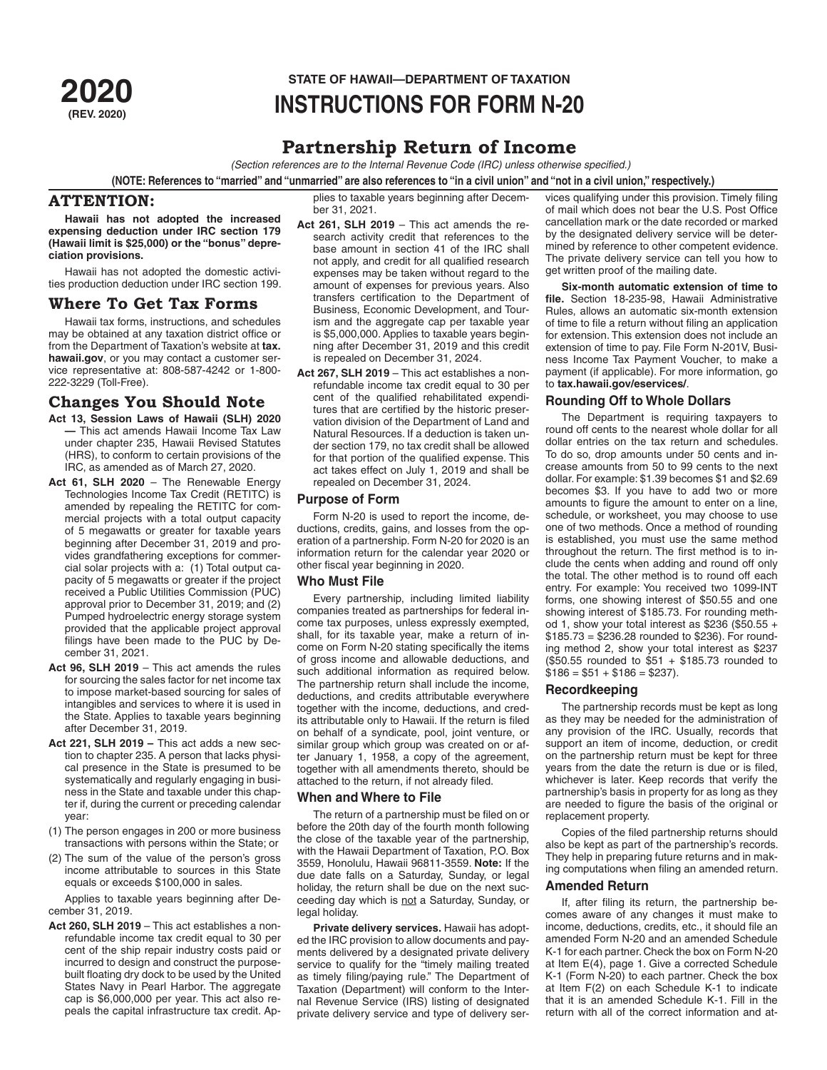**2020**
**(REV. 2020)**

**STATE OF HAWAII—DEPARTMENT OF TAXATION**

# INSTRUCTIONS FOR FORM N-20

## Partnership Return of Income

*(Section references are to the Internal Revenue Code (IRC) unless otherwise specified.)*

**(NOTE: References to "married" and "unmarried" are also references to "in a civil union" and "not in a civil union," respectively.)**

## ATTENTION:

**Hawaii has not adopted the increased expensing deduction under IRC section 179 (Hawaii limit is $25,000) or the "bonus" depreciation provisions.**

Hawaii has not adopted the domestic activities production deduction under IRC section 199.

## Where To Get Tax Forms

Hawaii tax forms, instructions, and schedules may be obtained at any taxation district office or from the Department of Taxation's website at **tax.hawaii.gov**, or you may contact a customer service representative at: 808-587-4242 or 1-800-222-3229 (Toll-Free).

## Changes You Should Note

**Act 13, Session Laws of Hawaii (SLH) 2020 —** This act amends Hawaii Income Tax Law under chapter 235, Hawaii Revised Statutes (HRS), to conform to certain provisions of the IRC, as amended as of March 27, 2020.

**Act 61, SLH 2020** – The Renewable Energy Technologies Income Tax Credit (RETITC) is amended by repealing the RETITC for commercial projects with a total output capacity of 5 megawatts or greater for taxable years beginning after December 31, 2019 and provides grandfathering exceptions for commercial solar projects with a: (1) Total output capacity of 5 megawatts or greater if the project received a Public Utilities Commission (PUC) approval prior to December 31, 2019; and (2) Pumped hydroelectric energy storage system provided that the applicable project approval filings have been made to the PUC by December 31, 2021.

**Act 96, SLH 2019** – This act amends the rules for sourcing the sales factor for net income tax to impose market-based sourcing for sales of intangibles and services to where it is used in the State. Applies to taxable years beginning after December 31, 2019.

**Act 221, SLH 2019 –** This act adds a new section to chapter 235. A person that lacks physical presence in the State is presumed to be systematically and regularly engaging in business in the State and taxable under this chapter if, during the current or preceding calendar year:

(1) The person engages in 200 or more business transactions with persons within the State; or

(2) The sum of the value of the person's gross income attributable to sources in this State equals or exceeds $100,000 in sales.

Applies to taxable years beginning after December 31, 2019.

**Act 260, SLH 2019** – This act establishes a nonrefundable income tax credit equal to 30 per cent of the ship repair industry costs paid or incurred to design and construct the purpose-built floating dry dock to be used by the United States Navy in Pearl Harbor. The aggregate cap is $6,000,000 per year. This act also repeals the capital infrastructure tax credit. Applies to taxable years beginning after December 31, 2021.

**Act 261, SLH 2019** – This act amends the research activity credit that references to the base amount in section 41 of the IRC shall not apply, and credit for all qualified research expenses may be taken without regard to the amount of expenses for previous years. Also transfers certification to the Department of Business, Economic Development, and Tourism and the aggregate cap per taxable year is $5,000,000. Applies to taxable years beginning after December 31, 2019 and this credit is repealed on December 31, 2024.

**Act 267, SLH 2019** – This act establishes a nonrefundable income tax credit equal to 30 per cent of the qualified rehabilitated expenditures that are certified by the historic preservation division of the Department of Land and Natural Resources. If a deduction is taken under section 179, no tax credit shall be allowed for that portion of the qualified expense. This act takes effect on July 1, 2019 and shall be repealed on December 31, 2024.

### Purpose of Form

Form N-20 is used to report the income, deductions, credits, gains, and losses from the operation of a partnership. Form N-20 for 2020 is an information return for the calendar year 2020 or other fiscal year beginning in 2020.

### Who Must File

Every partnership, including limited liability companies treated as partnerships for federal income tax purposes, unless expressly exempted, shall, for its taxable year, make a return of income on Form N-20 stating specifically the items of gross income and allowable deductions, and such additional information as required below. The partnership return shall include the income, deductions, and credits attributable everywhere together with the income, deductions, and credits attributable only to Hawaii. If the return is filed on behalf of a syndicate, pool, joint venture, or similar group which group was created on or after January 1, 1958, a copy of the agreement, together with all amendments thereto, should be attached to the return, if not already filed.

### When and Where to File

The return of a partnership must be filed on or before the 20th day of the fourth month following the close of the taxable year of the partnership, with the Hawaii Department of Taxation, P.O. Box 3559, Honolulu, Hawaii 96811-3559. **Note:** If the due date falls on a Saturday, Sunday, or legal holiday, the return shall be due on the next succeeding day which is not a Saturday, Sunday, or legal holiday.

**Private delivery services.** Hawaii has adopted the IRC provision to allow documents and payments delivered by a designated private delivery service to qualify for the "timely mailing treated as timely filing/paying rule." The Department of Taxation (Department) will conform to the Internal Revenue Service (IRS) listing of designated private delivery service and type of delivery services qualifying under this provision. Timely filing of mail which does not bear the U.S. Post Office cancellation mark or the date recorded or marked by the designated delivery service will be determined by reference to other competent evidence. The private delivery service can tell you how to get written proof of the mailing date.

**Six-month automatic extension of time to file.** Section 18-235-98, Hawaii Administrative Rules, allows an automatic six-month extension of time to file a return without filing an application for extension. This extension does not include an extension of time to pay. File Form N-201V, Business Income Tax Payment Voucher, to make a payment (if applicable). For more information, go to **tax.hawaii.gov/eservices/**.

### Rounding Off to Whole Dollars

The Department is requiring taxpayers to round off cents to the nearest whole dollar for all dollar entries on the tax return and schedules. To do so, drop amounts under 50 cents and increase amounts from 50 to 99 cents to the next dollar. For example: $1.39 becomes $1 and $2.69 becomes $3. If you have to add two or more amounts to figure the amount to enter on a line, schedule, or worksheet, you may choose to use one of two methods. Once a method of rounding is established, you must use the same method throughout the return. The first method is to include the cents when adding and round off only the total. The other method is to round off each entry. For example: You received two 1099-INT forms, one showing interest of $50.55 and one showing interest of $185.73. For rounding method 1, show your total interest as $236 ($50.55 + $185.73 = $236.28 rounded to $236). For rounding method 2, show your total interest as $237 ($50.55 rounded to $51 + $185.73 rounded to $186 = $51 + $186 = $237).

### Recordkeeping

The partnership records must be kept as long as they may be needed for the administration of any provision of the IRC. Usually, records that support an item of income, deduction, or credit on the partnership return must be kept for three years from the date the return is due or is filed, whichever is later. Keep records that verify the partnership's basis in property for as long as they are needed to figure the basis of the original or replacement property.

Copies of the filed partnership returns should also be kept as part of the partnership's records. They help in preparing future returns and in making computations when filing an amended return.

### Amended Return

If, after filing its return, the partnership becomes aware of any changes it must make to income, deductions, credits, etc., it should file an amended Form N-20 and an amended Schedule K-1 for each partner. Check the box on Form N-20 at Item E(4), page 1. Give a corrected Schedule K-1 (Form N-20) to each partner. Check the box at Item F(2) on each Schedule K-1 to indicate that it is an amended Schedule K-1. Fill in the return with all of the correct information and at-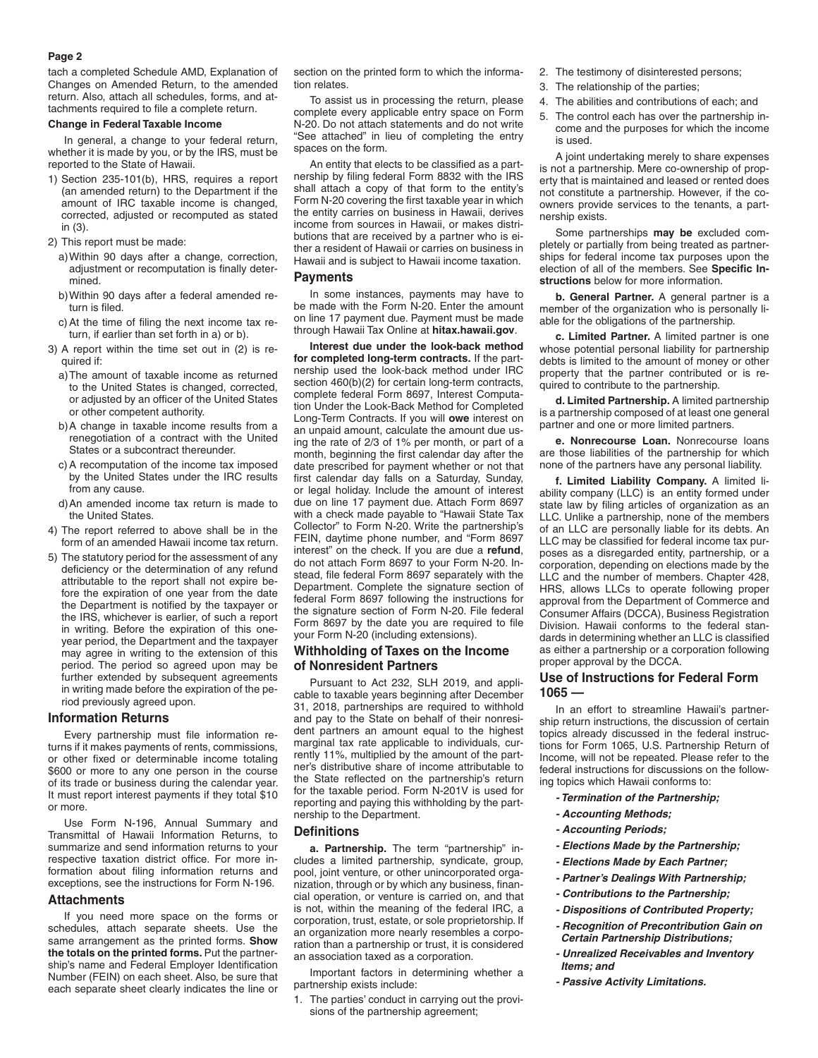tach a completed Schedule AMD, Explanation of Changes on Amended Return, to the amended return. Also, attach all schedules, forms, and attachments required to file a complete return.

**Change in Federal Taxable Income**

In general, a change to your federal return, whether it is made by you, or by the IRS, must be reported to the State of Hawaii.

1) Section 235-101(b), HRS, requires a report (an amended return) to the Department if the amount of IRC taxable income is changed, corrected, adjusted or recomputed as stated in (3).
2) This report must be made:
   a) Within 90 days after a change, correction, adjustment or recomputation is finally determined.
   b) Within 90 days after a federal amended return is filed.
   c) At the time of filing the next income tax return, if earlier than set forth in a) or b).
3) A report within the time set out in (2) is required if:
   a) The amount of taxable income as returned to the United States is changed, corrected, or adjusted by an officer of the United States or other competent authority.
   b) A change in taxable income results from a renegotiation of a contract with the United States or a subcontract thereunder.
   c) A recomputation of the income tax imposed by the United States under the IRC results from any cause.
   d) An amended income tax return is made to the United States.
4) The report referred to above shall be in the form of an amended Hawaii income tax return.
5) The statutory period for the assessment of any deficiency or the determination of any refund attributable to the report shall not expire before the expiration of one year from the date the Department is notified by the taxpayer or the IRS, whichever is earlier, of such a report in writing. Before the expiration of this one-year period, the Department and the taxpayer may agree in writing to the extension of this period. The period so agreed upon may be further extended by subsequent agreements in writing made before the expiration of the period previously agreed upon.

## Information Returns

Every partnership must file information returns if it makes payments of rents, commissions, or other fixed or determinable income totaling $600 or more to any one person in the course of its trade or business during the calendar year. It must report interest payments if they total $10 or more.

Use Form N-196, Annual Summary and Transmittal of Hawaii Information Returns, to summarize and send information returns to your respective taxation district office. For more information about filing information returns and exceptions, see the instructions for Form N-196.

## Attachments

If you need more space on the forms or schedules, attach separate sheets. Use the same arrangement as the printed forms. **Show the totals on the printed forms.** Put the partnership's name and Federal Employer Identification Number (FEIN) on each sheet. Also, be sure that each separate sheet clearly indicates the line or section on the printed form to which the information relates.

To assist us in processing the return, please complete every applicable entry space on Form N-20. Do not attach statements and do not write "See attached" in lieu of completing the entry spaces on the form.

An entity that elects to be classified as a partnership by filing federal Form 8832 with the IRS shall attach a copy of that form to the entity's Form N-20 covering the first taxable year in which the entity carries on business in Hawaii, derives income from sources in Hawaii, or makes distributions that are received by a partner who is either a resident of Hawaii or carries on business in Hawaii and is subject to Hawaii income taxation.

## Payments

In some instances, payments may have to be made with the Form N-20. Enter the amount on line 17 payment due. Payment must be made through Hawaii Tax Online at **hitax.hawaii.gov**.

**Interest due under the look-back method for completed long-term contracts.** If the partnership used the look-back method under IRC section 460(b)(2) for certain long-term contracts, complete federal Form 8697, Interest Computation Under the Look-Back Method for Completed Long-Term Contracts. If you will **owe** interest on an unpaid amount, calculate the amount due using the rate of 2/3 of 1% per month, or part of a month, beginning the first calendar day after the date prescribed for payment whether or not that first calendar day falls on a Saturday, Sunday, or legal holiday. Include the amount of interest due on line 17 payment due. Attach Form 8697 with a check made payable to "Hawaii State Tax Collector" to Form N-20. Write the partnership's FEIN, daytime phone number, and "Form 8697 interest" on the check. If you are due a **refund**, do not attach Form 8697 to your Form N-20. Instead, file federal Form 8697 separately with the Department. Complete the signature section of federal Form 8697 following the instructions for the signature section of Form N-20. File federal Form 8697 by the date you are required to file your Form N-20 (including extensions).

## Withholding of Taxes on the Income of Nonresident Partners

Pursuant to Act 232, SLH 2019, and applicable to taxable years beginning after December 31, 2018, partnerships are required to withhold and pay to the State on behalf of their nonresident partners an amount equal to the highest marginal tax rate applicable to individuals, currently 11%, multiplied by the amount of the partner's distributive share of income attributable to the State reflected on the partnership's return for the taxable period. Form N-201V is used for reporting and paying this withholding by the partnership to the Department.

## Definitions

**a. Partnership.** The term "partnership" includes a limited partnership, syndicate, group, pool, joint venture, or other unincorporated organization, through or by which any business, financial operation, or venture is carried on, and that is not, within the meaning of the federal IRC, a corporation, trust, estate, or sole proprietorship. If an organization more nearly resembles a corporation than a partnership or trust, it is considered an association taxed as a corporation.

Important factors in determining whether a partnership exists include:

1. The parties' conduct in carrying out the provisions of the partnership agreement;
2. The testimony of disinterested persons;
3. The relationship of the parties;
4. The abilities and contributions of each; and
5. The control each has over the partnership income and the purposes for which the income is used.

A joint undertaking merely to share expenses is not a partnership. Mere co-ownership of property that is maintained and leased or rented does not constitute a partnership. However, if the co-owners provide services to the tenants, a partnership exists.

Some partnerships **may be** excluded completely or partially from being treated as partnerships for federal income tax purposes upon the election of all of the members. See **Specific Instructions** below for more information.

**b. General Partner.** A general partner is a member of the organization who is personally liable for the obligations of the partnership.

**c. Limited Partner.** A limited partner is one whose potential personal liability for partnership debts is limited to the amount of money or other property that the partner contributed or is required to contribute to the partnership.

**d. Limited Partnership.** A limited partnership is a partnership composed of at least one general partner and one or more limited partners.

**e. Nonrecourse Loan.** Nonrecourse loans are those liabilities of the partnership for which none of the partners have any personal liability.

**f. Limited Liability Company.** A limited liability company (LLC) is an entity formed under state law by filing articles of organization as an LLC. Unlike a partnership, none of the members of an LLC are personally liable for its debts. An LLC may be classified for federal income tax purposes as a disregarded entity, partnership, or a corporation, depending on elections made by the LLC and the number of members. Chapter 428, HRS, allows LLCs to operate following proper approval from the Department of Commerce and Consumer Affairs (DCCA), Business Registration Division. Hawaii conforms to the federal standards in determining whether an LLC is classified as either a partnership or a corporation following proper approval by the DCCA.

## Use of Instructions for Federal Form 1065 —

In an effort to streamline Hawaii's partnership return instructions, the discussion of certain topics already discussed in the federal instructions for Form 1065, U.S. Partnership Return of Income, will not be repeated. Please refer to the federal instructions for discussions on the following topics which Hawaii conforms to:

- ***Termination of the Partnership;***
- ***Accounting Methods;***
- ***Accounting Periods;***
- ***Elections Made by the Partnership;***
- ***Elections Made by Each Partner;***
- ***Partner's Dealings With Partnership;***
- ***Contributions to the Partnership;***
- ***Dispositions of Contributed Property;***
- ***Recognition of Precontribution Gain on Certain Partnership Distributions;***
- ***Unrealized Receivables and Inventory Items; and***
- ***Passive Activity Limitations.***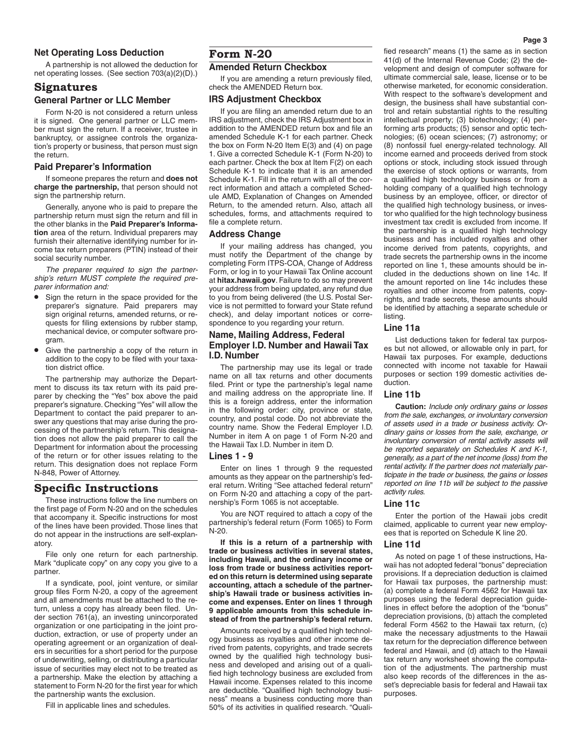### Net Operating Loss Deduction

A partnership is not allowed the deduction for net operating losses. (See section 703(a)(2)(D).)

## Signatures

### General Partner or LLC Member

Form N-20 is not considered a return unless it is signed. One general partner or LLC member must sign the return. If a receiver, trustee in bankruptcy, or assignee controls the organization's property or business, that person must sign the return.

### Paid Preparer's Information

If someone prepares the return and **does not charge the partnership,** that person should not sign the partnership return.

Generally, anyone who is paid to prepare the partnership return must sign the return and fill in the other blanks in the **Paid Preparer's Information** area of the return. Individual preparers may furnish their alternative identifying number for income tax return preparers (PTIN) instead of their social security number.

*The preparer required to sign the partnership's return MUST complete the required preparer information and:*

- Sign the return in the space provided for the preparer's signature. Paid preparers may sign original returns, amended returns, or requests for filing extensions by rubber stamp, mechanical device, or computer software program.
- Give the partnership a copy of the return in addition to the copy to be filed with your taxation district office.

The partnership may authorize the Department to discuss its tax return with its paid preparer by checking the "Yes" box above the paid preparer's signature. Checking "Yes" will allow the Department to contact the paid preparer to answer any questions that may arise during the processing of the partnership's return. This designation does not allow the paid preparer to call the Department for information about the processing of the return or for other issues relating to the return. This designation does not replace Form N-848, Power of Attorney.

## Specific Instructions

These instructions follow the line numbers on the first page of Form N-20 and on the schedules that accompany it. Specific instructions for most of the lines have been provided. Those lines that do not appear in the instructions are self-explanatory.

File only one return for each partnership. Mark "duplicate copy" on any copy you give to a partner.

If a syndicate, pool, joint venture, or similar group files Form N-20, a copy of the agreement and all amendments must be attached to the return, unless a copy has already been filed. Under section 761(a), an investing unincorporated organization or one participating in the joint production, extraction, or use of property under an operating agreement or an organization of dealers in securities for a short period for the purpose of underwriting, selling, or distributing a particular issue of securities may elect not to be treated as a partnership. Make the election by attaching a statement to Form N-20 for the first year for which the partnership wants the exclusion.

Fill in applicable lines and schedules.

## Form N-20

### Amended Return Checkbox

If you are amending a return previously filed, check the AMENDED Return box.

### IRS Adjustment Checkbox

If you are filing an amended return due to an IRS adjustment, check the IRS Adjustment box in addition to the AMENDED return box and file an amended Schedule K-1 for each partner. Check the box on Form N-20 Item E(3) and (4) on page 1. Give a corrected Schedule K-1 (Form N-20) to each partner. Check the box at Item F(2) on each Schedule K-1 to indicate that it is an amended Schedule K-1. Fill in the return with all of the correct information and attach a completed Schedule AMD, Explanation of Changes on Amended Return, to the amended return. Also, attach all schedules, forms, and attachments required to file a complete return.

### Address Change

If your mailing address has changed, you must notify the Department of the change by completing Form ITPS-COA, Change of Address Form, or log in to your Hawaii Tax Online account at **hitax.hawaii.gov**. Failure to do so may prevent your address from being updated, any refund due to you from being delivered (the U.S. Postal Service is not permitted to forward your State refund check), and delay important notices or correspondence to you regarding your return.

### Name, Mailing Address, Federal Employer I.D. Number and Hawaii Tax I.D. Number

The partnership may use its legal or trade name on all tax returns and other documents filed. Print or type the partnership's legal name and mailing address on the appropriate line. If this is a foreign address, enter the information in the following order: city, province or state, country, and postal code. Do not abbreviate the country name. Show the Federal Employer I.D. Number in item A on page 1 of Form N-20 and the Hawaii Tax I.D. Number in item D.

### Lines 1 - 9

Enter on lines 1 through 9 the requested amounts as they appear on the partnership's federal return. Writing "See attached federal return" on Form N-20 and attaching a copy of the partnership's Form 1065 is not acceptable.

You are NOT required to attach a copy of the partnership's federal return (Form 1065) to Form N-20.

**If this is a return of a partnership with trade or business activities in several states, including Hawaii, and the ordinary income or loss from trade or business activities reported on this return is determined using separate accounting, attach a schedule of the partnership's Hawaii trade or business activities income and expenses. Enter on lines 1 through 9 applicable amounts from this schedule instead of from the partnership's federal return.**

Amounts received by a qualified high technology business as royalties and other income derived from patents, copyrights, and trade secrets owned by the qualified high technology business and developed and arising out of a qualified high technology business are excluded from Hawaii income. Expenses related to this income are deductible. "Qualified high technology business" means a business conducting more than 50% of its activities in qualified research. "Qualified research" means (1) the same as in section 41(d) of the Internal Revenue Code; (2) the development and design of computer software for ultimate commercial sale, lease, license or to be otherwise marketed, for economic consideration. With respect to the software's development and design, the business shall have substantial control and retain substantial rights to the resulting intellectual property; (3) biotechnology; (4) performing arts products; (5) sensor and optic technologies; (6) ocean sciences; (7) astronomy; or (8) nonfossil fuel energy-related technology. All income earned and proceeds derived from stock options or stock, including stock issued through the exercise of stock options or warrants, from a qualified high technology business or from a holding company of a qualified high technology business by an employee, officer, or director of the qualified high technology business, or investor who qualified for the high technology business investment tax credit is excluded from income. If the partnership is a qualified high technology business and has included royalties and other income derived from patents, copyrights, and trade secrets the partnership owns in the income reported on line 1, these amounts should be included in the deductions shown on line 14c. If the amount reported on line 14c includes these royalties and other income from patents, copyrights, and trade secrets, these amounts should be identified by attaching a separate schedule or listing.

### Line 11a

List deductions taken for federal tax purposes but not allowed, or allowable only in part, for Hawaii tax purposes. For example, deductions connected with income not taxable for Hawaii purposes or section 199 domestic activities deduction.

### Line 11b

**Caution:** *Include only ordinary gains or losses from the sale, exchanges, or involuntary conversion of assets used in a trade or business activity. Ordinary gains or losses from the sale, exchange, or involuntary conversion of rental activity assets will be reported separately on Schedules K and K-1, generally, as a part of the net income (loss) from the rental activity. If the partner does not materially participate in the trade or business, the gains or losses reported on line 11b will be subject to the passive activity rules.*

### Line 11c

Enter the portion of the Hawaii jobs credit claimed, applicable to current year new employees that is reported on Schedule K line 20.

### Line 11d

As noted on page 1 of these instructions, Hawaii has not adopted federal "bonus" depreciation provisions. If a depreciation deduction is claimed for Hawaii tax purposes, the partnership must: (a) complete a federal Form 4562 for Hawaii tax purposes using the federal depreciation guidelines in effect before the adoption of the "bonus" depreciation provisions, (b) attach the completed federal Form 4562 to the Hawaii tax return, (c) make the necessary adjustments to the Hawaii tax return for the depreciation difference between federal and Hawaii, and (d) attach to the Hawaii tax return any worksheet showing the computation of the adjustments. The partnership must also keep records of the differences in the asset's depreciable basis for federal and Hawaii tax purposes.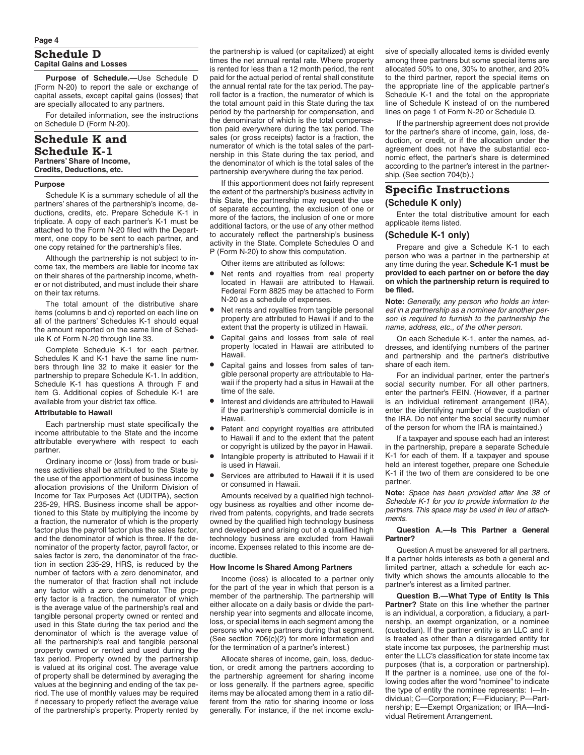## Schedule D

### Capital Gains and Losses

**Purpose of Schedule.—**Use Schedule D (Form N-20) to report the sale or exchange of capital assets, except capital gains (losses) that are specially allocated to any partners.

For detailed information, see the instructions on Schedule D (Form N-20).

## Schedule K and Schedule K-1

### Partners' Share of Income, Credits, Deductions, etc.

#### Purpose

Schedule K is a summary schedule of all the partners' shares of the partnership's income, deductions, credits, etc. Prepare Schedule K-1 in triplicate. A copy of each partner's K-1 must be attached to the Form N-20 filed with the Department, one copy to be sent to each partner, and one copy retained for the partnership's files.

Although the partnership is not subject to income tax, the members are liable for income tax on their shares of the partnership income, whether or not distributed, and must include their share on their tax returns.

The total amount of the distributive share items (columns b and c) reported on each line on all of the partners' Schedules K-1 should equal the amount reported on the same line of Schedule K of Form N-20 through line 33.

Complete Schedule K-1 for each partner. Schedules K and K-1 have the same line numbers through line 32 to make it easier for the partnership to prepare Schedule K-1. In addition, Schedule K-1 has questions A through F and item G. Additional copies of Schedule K-1 are available from your district tax office.

#### Attributable to Hawaii

Each partnership must state specifically the income attributable to the State and the income attributable everywhere with respect to each partner.

Ordinary income or (loss) from trade or business activities shall be attributed to the State by the use of the apportionment of business income allocation provisions of the Uniform Division of Income for Tax Purposes Act (UDITPA), section 235-29, HRS. Business income shall be apportioned to this State by multiplying the income by a fraction, the numerator of which is the property factor plus the payroll factor plus the sales factor, and the denominator of which is three. If the denominator of the property factor, payroll factor, or sales factor is zero, the denominator of the fraction in section 235-29, HRS, is reduced by the number of factors with a zero denominator, and the numerator of that fraction shall not include any factor with a zero denominator. The property factor is a fraction, the numerator of which is the average value of the partnership's real and tangible personal property owned or rented and used in this State during the tax period and the denominator of which is the average value of all the partnership's real and tangible personal property owned or rented and used during the tax period. Property owned by the partnership is valued at its original cost. The average value of property shall be determined by averaging the values at the beginning and ending of the tax period. The use of monthly values may be required if necessary to properly reflect the average value of the partnership's property. Property rented by the partnership is valued (or capitalized) at eight times the net annual rental rate. Where property is rented for less than a 12 month period, the rent paid for the actual period of rental shall constitute the annual rental rate for the tax period. The payroll factor is a fraction, the numerator of which is the total amount paid in this State during the tax period by the partnership for compensation, and the denominator of which is the total compensation paid everywhere during the tax period. The sales (or gross receipts) factor is a fraction, the numerator of which is the total sales of the partnership in this State during the tax period, and the denominator of which is the total sales of the partnership everywhere during the tax period.

If this apportionment does not fairly represent the extent of the partnership's business activity in this State, the partnership may request the use of separate accounting, the exclusion of one or more of the factors, the inclusion of one or more additional factors, or the use of any other method to accurately reflect the partnership's business activity in the State. Complete Schedules O and P (Form N-20) to show this computation.

Other items are attributed as follows:

- Net rents and royalties from real property located in Hawaii are attributed to Hawaii. Federal Form 8825 may be attached to Form N-20 as a schedule of expenses.
- Net rents and royalties from tangible personal property are attributed to Hawaii if and to the extent that the property is utilized in Hawaii.
- Capital gains and losses from sale of real property located in Hawaii are attributed to Hawaii.
- Capital gains and losses from sales of tangible personal property are attributable to Hawaii if the property had a situs in Hawaii at the time of the sale.
- Interest and dividends are attributed to Hawaii if the partnership's commercial domicile is in Hawaii.
- Patent and copyright royalties are attributed to Hawaii if and to the extent that the patent or copyright is utilized by the payor in Hawaii.
- Intangible property is attributed to Hawaii if it is used in Hawaii.
- Services are attributed to Hawaii if it is used or consumed in Hawaii.

Amounts received by a qualified high technology business as royalties and other income derived from patents, copyrights, and trade secrets owned by the qualified high technology business and developed and arising out of a qualified high technology business are excluded from Hawaii income. Expenses related to this income are deductible.

#### How Income Is Shared Among Partners

Income (loss) is allocated to a partner only for the part of the year in which that person is a member of the partnership. The partnership will either allocate on a daily basis or divide the partnership year into segments and allocate income, loss, or special items in each segment among the persons who were partners during that segment. (See section 706(c)(2) for more information and for the termination of a partner's interest.)

Allocate shares of income, gain, loss, deduction, or credit among the partners according to the partnership agreement for sharing income or loss generally. If the partners agree, specific items may be allocated among them in a ratio different from the ratio for sharing income or loss generally. For instance, if the net income exclusive of specially allocated items is divided evenly among three partners but some special items are allocated 50% to one, 30% to another, and 20% to the third partner, report the special items on the appropriate line of the applicable partner's Schedule K-1 and the total on the appropriate line of Schedule K instead of on the numbered lines on page 1 of Form N-20 or Schedule D.

If the partnership agreement does not provide for the partner's share of income, gain, loss, deduction, or credit, or if the allocation under the agreement does not have the substantial economic effect, the partner's share is determined according to the partner's interest in the partnership. (See section 704(b).)

## Specific Instructions

### (Schedule K only)

Enter the total distributive amount for each applicable items listed.

### (Schedule K-1 only)

Prepare and give a Schedule K-1 to each person who was a partner in the partnership at any time during the year. **Schedule K-1 must be provided to each partner on or before the day on which the partnership return is required to be filed.**

**Note:** *Generally, any person who holds an interest in a partnership as a nominee for another person is required to furnish to the partnership the name, address, etc., of the other person.*

On each Schedule K-1, enter the names, addresses, and identifying numbers of the partner and partnership and the partner's distributive share of each item.

For an individual partner, enter the partner's social security number. For all other partners, enter the partner's FEIN. (However, if a partner is an individual retirement arrangement (IRA), enter the identifying number of the custodian of the IRA. Do not enter the social security number of the person for whom the IRA is maintained.)

If a taxpayer and spouse each had an interest in the partnership, prepare a separate Schedule K-1 for each of them. If a taxpayer and spouse held an interest together, prepare one Schedule K-1 if the two of them are considered to be one partner.

**Note:** *Space has been provided after line 38 of Schedule K-1 for you to provide information to the partners. This space may be used in lieu of attachments.*

**Question A.—Is This Partner a General Partner?**

Question A must be answered for all partners. If a partner holds interests as both a general and limited partner, attach a schedule for each activity which shows the amounts allocable to the partner's interest as a limited partner.

**Question B.—What Type of Entity Is This Partner?** State on this line whether the partner is an individual, a corporation, a fiduciary, a partnership, an exempt organization, or a nominee (custodian). If the partner entity is an LLC and it is treated as other than a disregarded entity for state income tax purposes, the partnership must enter the LLC's classification for state income tax purposes (that is, a corporation or partnership). If the partner is a nominee, use one of the following codes after the word "nominee" to indicate the type of entity the nominee represents: I—Individual; C—Corporation; F—Fiduciary; P—Partnership; E—Exempt Organization; or IRA—Individual Retirement Arrangement.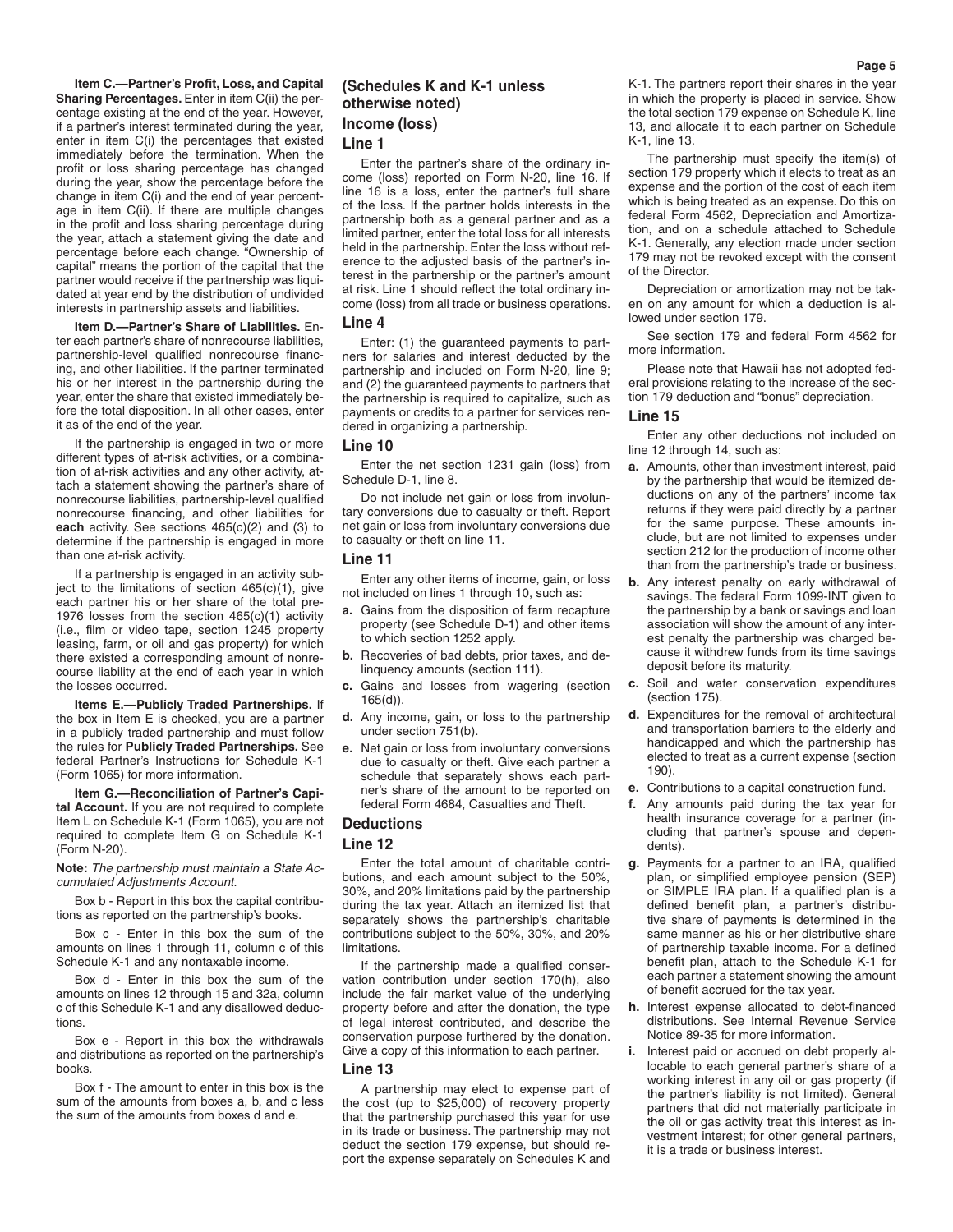**Item C.—Partner's Profit, Loss, and Capital Sharing Percentages.** Enter in item C(ii) the percentage existing at the end of the year. However, if a partner's interest terminated during the year, enter in item C(i) the percentages that existed immediately before the termination. When the profit or loss sharing percentage has changed during the year, show the percentage before the change in item C(i) and the end of year percentage in item C(ii). If there are multiple changes in the profit and loss sharing percentage during the year, attach a statement giving the date and percentage before each change. "Ownership of capital" means the portion of the capital that the partner would receive if the partnership was liquidated at year end by the distribution of undivided interests in partnership assets and liabilities.

**Item D.—Partner's Share of Liabilities.** Enter each partner's share of nonrecourse liabilities, partnership-level qualified nonrecourse financing, and other liabilities. If the partner terminated his or her interest in the partnership during the year, enter the share that existed immediately before the total disposition. In all other cases, enter it as of the end of the year.

If the partnership is engaged in two or more different types of at-risk activities, or a combination of at-risk activities and any other activity, attach a statement showing the partner's share of nonrecourse liabilities, partnership-level qualified nonrecourse financing, and other liabilities for **each** activity. See sections 465(c)(2) and (3) to determine if the partnership is engaged in more than one at-risk activity.

If a partnership is engaged in an activity subject to the limitations of section 465(c)(1), give each partner his or her share of the total pre-1976 losses from the section 465(c)(1) activity (i.e., film or video tape, section 1245 property leasing, farm, or oil and gas property) for which there existed a corresponding amount of nonrecourse liability at the end of each year in which the losses occurred.

**Items E.—Publicly Traded Partnerships.** If the box in Item E is checked, you are a partner in a publicly traded partnership and must follow the rules for **Publicly Traded Partnerships.** See federal Partner's Instructions for Schedule K-1 (Form 1065) for more information.

**Item G.—Reconciliation of Partner's Capital Account.** If you are not required to complete Item L on Schedule K-1 (Form 1065), you are not required to complete Item G on Schedule K-1 (Form N-20).

**Note:** *The partnership must maintain a State Accumulated Adjustments Account.*

Box b - Report in this box the capital contributions as reported on the partnership's books.

Box c - Enter in this box the sum of the amounts on lines 1 through 11, column c of this Schedule K-1 and any nontaxable income.

Box d - Enter in this box the sum of the amounts on lines 12 through 15 and 32a, column c of this Schedule K-1 and any disallowed deductions.

Box e - Report in this box the withdrawals and distributions as reported on the partnership's books.

Box f - The amount to enter in this box is the sum of the amounts from boxes a, b, and c less the sum of the amounts from boxes d and e.

## (Schedules K and K-1 unless otherwise noted)

## Income (loss)

### Line 1

Enter the partner's share of the ordinary income (loss) reported on Form N-20, line 16. If line 16 is a loss, enter the partner's full share of the loss. If the partner holds interests in the partnership both as a general partner and as a limited partner, enter the total loss for all interests held in the partnership. Enter the loss without reference to the adjusted basis of the partner's interest in the partnership or the partner's amount at risk. Line 1 should reflect the total ordinary income (loss) from all trade or business operations.

### Line 4

Enter: (1) the guaranteed payments to partners for salaries and interest deducted by the partnership and included on Form N-20, line 9; and (2) the guaranteed payments to partners that the partnership is required to capitalize, such as payments or credits to a partner for services rendered in organizing a partnership.

### Line 10

Enter the net section 1231 gain (loss) from Schedule D-1, line 8.

Do not include net gain or loss from involuntary conversions due to casualty or theft. Report net gain or loss from involuntary conversions due to casualty or theft on line 11.

### Line 11

Enter any other items of income, gain, or loss not included on lines 1 through 10, such as:

- **a.** Gains from the disposition of farm recapture property (see Schedule D-1) and other items to which section 1252 apply.
- **b.** Recoveries of bad debts, prior taxes, and delinquency amounts (section 111).
- **c.** Gains and losses from wagering (section 165(d)).
- **d.** Any income, gain, or loss to the partnership under section 751(b).
- **e.** Net gain or loss from involuntary conversions due to casualty or theft. Give each partner a schedule that separately shows each partner's share of the amount to be reported on federal Form 4684, Casualties and Theft.

## Deductions

### Line 12

Enter the total amount of charitable contributions, and each amount subject to the 50%, 30%, and 20% limitations paid by the partnership during the tax year. Attach an itemized list that separately shows the partnership's charitable contributions subject to the 50%, 30%, and 20% limitations.

If the partnership made a qualified conservation contribution under section 170(h), also include the fair market value of the underlying property before and after the donation, the type of legal interest contributed, and describe the conservation purpose furthered by the donation. Give a copy of this information to each partner.

### Line 13

A partnership may elect to expense part of the cost (up to $25,000) of recovery property that the partnership purchased this year for use in its trade or business. The partnership may not deduct the section 179 expense, but should report the expense separately on Schedules K and K-1. The partners report their shares in the year in which the property is placed in service. Show the total section 179 expense on Schedule K, line 13, and allocate it to each partner on Schedule K-1, line 13.

The partnership must specify the item(s) of section 179 property which it elects to treat as an expense and the portion of the cost of each item which is being treated as an expense. Do this on federal Form 4562, Depreciation and Amortization, and on a schedule attached to Schedule K-1. Generally, any election made under section 179 may not be revoked except with the consent of the Director.

Depreciation or amortization may not be taken on any amount for which a deduction is allowed under section 179.

See section 179 and federal Form 4562 for more information.

Please note that Hawaii has not adopted federal provisions relating to the increase of the section 179 deduction and "bonus" depreciation.

### Line 15

Enter any other deductions not included on line 12 through 14, such as:

- **a.** Amounts, other than investment interest, paid by the partnership that would be itemized deductions on any of the partners' income tax returns if they were paid directly by a partner for the same purpose. These amounts include, but are not limited to expenses under section 212 for the production of income other than from the partnership's trade or business.
- **b.** Any interest penalty on early withdrawal of savings. The federal Form 1099-INT given to the partnership by a bank or savings and loan association will show the amount of any interest penalty the partnership was charged because it withdrew funds from its time savings deposit before its maturity.
- **c.** Soil and water conservation expenditures (section 175).
- **d.** Expenditures for the removal of architectural and transportation barriers to the elderly and handicapped and which the partnership has elected to treat as a current expense (section 190).
- **e.** Contributions to a capital construction fund.
- **f.** Any amounts paid during the tax year for health insurance coverage for a partner (including that partner's spouse and dependents).
- **g.** Payments for a partner to an IRA, qualified plan, or simplified employee pension (SEP) or SIMPLE IRA plan. If a qualified plan is a defined benefit plan, a partner's distributive share of payments is determined in the same manner as his or her distributive share of partnership taxable income. For a defined benefit plan, attach to the Schedule K-1 for each partner a statement showing the amount of benefit accrued for the tax year.
- **h.** Interest expense allocated to debt-financed distributions. See Internal Revenue Service Notice 89-35 for more information.
- **i.** Interest paid or accrued on debt properly allocable to each general partner's share of a working interest in any oil or gas property (if the partner's liability is not limited). General partners that did not materially participate in the oil or gas activity treat this interest as investment interest; for other general partners, it is a trade or business interest.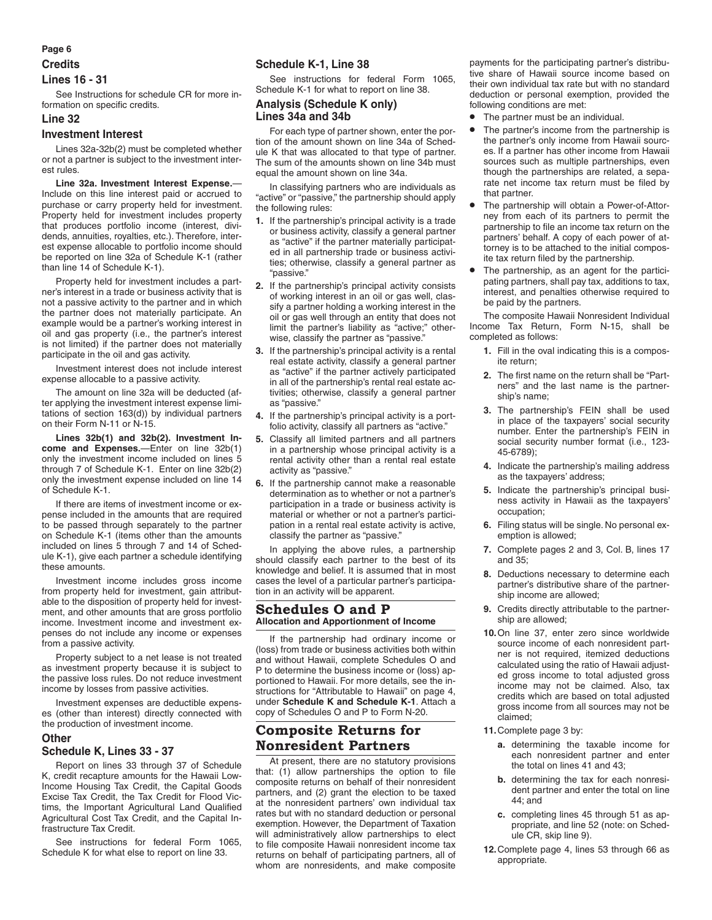## Credits

### Lines 16 - 31

See Instructions for schedule CR for more information on specific credits.

### Line 32

### Investment Interest

Lines 32a-32b(2) must be completed whether or not a partner is subject to the investment interest rules.

**Line 32a. Investment Interest Expense.**—Include on this line interest paid or accrued to purchase or carry property held for investment. Property held for investment includes property that produces portfolio income (interest, dividends, annuities, royalties, etc.). Therefore, interest expense allocable to portfolio income should be reported on line 32a of Schedule K-1 (rather than line 14 of Schedule K-1).

Property held for investment includes a partner's interest in a trade or business activity that is not a passive activity to the partner and in which the partner does not materially participate. An example would be a partner's working interest in oil and gas property (i.e., the partner's interest is not limited) if the partner does not materially participate in the oil and gas activity.

Investment interest does not include interest expense allocable to a passive activity.

The amount on line 32a will be deducted (after applying the investment interest expense limitations of section 163(d)) by individual partners on their Form N-11 or N-15.

**Lines 32b(1) and 32b(2). Investment Income and Expenses.**—Enter on line 32b(1) only the investment income included on lines 5 through 7 of Schedule K-1. Enter on line 32b(2) only the investment expense included on line 14 of Schedule K-1.

If there are items of investment income or expense included in the amounts that are required to be passed through separately to the partner on Schedule K-1 (items other than the amounts included on lines 5 through 7 and 14 of Schedule K-1), give each partner a schedule identifying these amounts.

Investment income includes gross income from property held for investment, gain attributable to the disposition of property held for investment, and other amounts that are gross portfolio income. Investment income and investment expenses do not include any income or expenses from a passive activity.

Property subject to a net lease is not treated as investment property because it is subject to the passive loss rules. Do not reduce investment income by losses from passive activities.

Investment expenses are deductible expenses (other than interest) directly connected with the production of investment income.

### Other

### Schedule K, Lines 33 - 37

Report on lines 33 through 37 of Schedule K, credit recapture amounts for the Hawaii Low-Income Housing Tax Credit, the Capital Goods Excise Tax Credit, the Tax Credit for Flood Victims, the Important Agricultural Land Qualified Agricultural Cost Tax Credit, and the Capital Infrastructure Tax Credit.

See instructions for federal Form 1065, Schedule K for what else to report on line 33.

### Schedule K-1, Line 38

See instructions for federal Form 1065, Schedule K-1 for what to report on line 38.

### Analysis (Schedule K only) Lines 34a and 34b

For each type of partner shown, enter the portion of the amount shown on line 34a of Schedule K that was allocated to that type of partner. The sum of the amounts shown on line 34b must equal the amount shown on line 34a.

In classifying partners who are individuals as "active" or "passive," the partnership should apply the following rules:

1. If the partnership's principal activity is a trade or business activity, classify a general partner as "active" if the partner materially participated in all partnership trade or business activities; otherwise, classify a general partner as "passive."
2. If the partnership's principal activity consists of working interest in an oil or gas well, classify a partner holding a working interest in the oil or gas well through an entity that does not limit the partner's liability as "active;" otherwise, classify the partner as "passive."
3. If the partnership's principal activity is a rental real estate activity, classify a general partner as "active" if the partner actively participated in all of the partnership's rental real estate activities; otherwise, classify a general partner as "passive."
4. If the partnership's principal activity is a portfolio activity, classify all partners as "active."
5. Classify all limited partners and all partners in a partnership whose principal activity is a rental activity other than a rental real estate activity as "passive."
6. If the partnership cannot make a reasonable determination as to whether or not a partner's participation in a trade or business activity is material or whether or not a partner's participation in a rental real estate activity is active, classify the partner as "passive."

In applying the above rules, a partnership should classify each partner to the best of its knowledge and belief. It is assumed that in most cases the level of a particular partner's participation in an activity will be apparent.

## Schedules O and P

**Allocation and Apportionment of Income**

If the partnership had ordinary income or (loss) from trade or business activities both within and without Hawaii, complete Schedules O and P to determine the business income or (loss) apportioned to Hawaii. For more details, see the instructions for "Attributable to Hawaii" on page 4, under **Schedule K and Schedule K-1**. Attach a copy of Schedules O and P to Form N-20.

## Composite Returns for Nonresident Partners

At present, there are no statutory provisions that: (1) allow partnerships the option to file composite returns on behalf of their nonresident partners, and (2) grant the election to be taxed at the nonresident partners' own individual tax rates but with no standard deduction or personal exemption. However, the Department of Taxation will administratively allow partnerships to elect to file composite Hawaii nonresident income tax returns on behalf of participating partners, all of whom are nonresidents, and make composite payments for the participating partner's distributive share of Hawaii source income based on their own individual tax rate but with no standard deduction or personal exemption, provided the following conditions are met:

- The partner must be an individual.
- The partner's income from the partnership is the partner's only income from Hawaii sources. If a partner has other income from Hawaii sources such as multiple partnerships, even though the partnerships are related, a separate net income tax return must be filed by that partner.
- The partnership will obtain a Power-of-Attorney from each of its partners to permit the partnership to file an income tax return on the partners' behalf. A copy of each power of attorney is to be attached to the initial composite tax return filed by the partnership.
- The partnership, as an agent for the participating partners, shall pay tax, additions to tax, interest, and penalties otherwise required to be paid by the partners.

The composite Hawaii Nonresident Individual Income Tax Return, Form N-15, shall be completed as follows:

1. Fill in the oval indicating this is a composite return;
2. The first name on the return shall be "Partners" and the last name is the partnership's name;
3. The partnership's FEIN shall be used in place of the taxpayers' social security number. Enter the partnership's FEIN in social security number format (i.e., 123-45-6789);
4. Indicate the partnership's mailing address as the taxpayers' address;
5. Indicate the partnership's principal business activity in Hawaii as the taxpayers' occupation;
6. Filing status will be single. No personal exemption is allowed;
7. Complete pages 2 and 3, Col. B, lines 17 and 35;
8. Deductions necessary to determine each partner's distributive share of the partnership income are allowed;
9. Credits directly attributable to the partnership are allowed;
10. On line 37, enter zero since worldwide source income of each nonresident partner is not required, itemized deductions calculated using the ratio of Hawaii adjusted gross income to total adjusted gross income may not be claimed. Also, tax credits which are based on total adjusted gross income from all sources may not be claimed;
11. Complete page 3 by:
    a. determining the taxable income for each nonresident partner and enter the total on lines 41 and 43;
    b. determining the tax for each nonresident partner and enter the total on line 44; and
    c. completing lines 45 through 51 as appropriate, and line 52 (note: on Schedule CR, skip line 9).
12. Complete page 4, lines 53 through 66 as appropriate.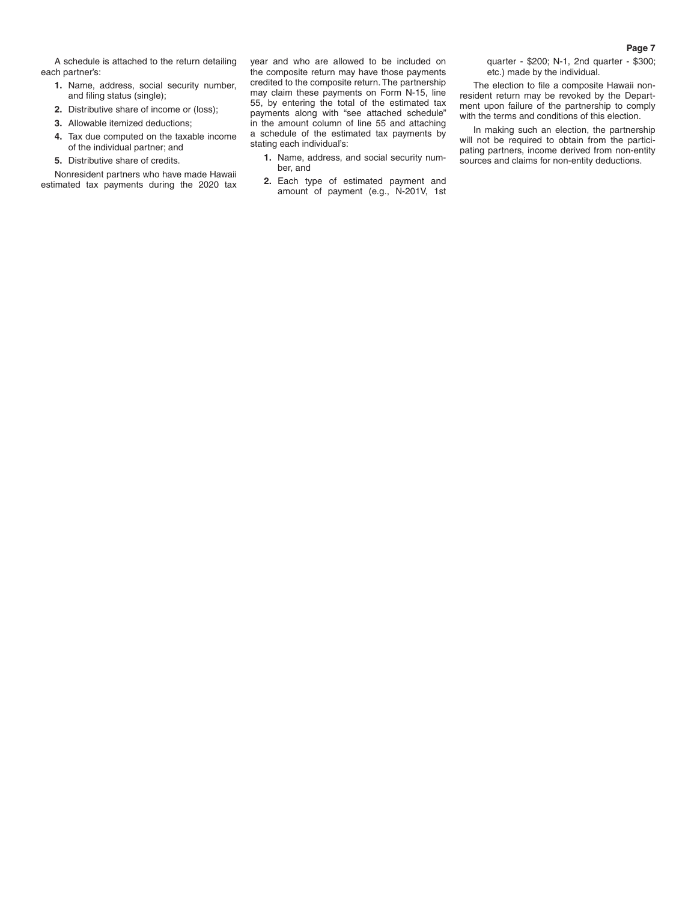A schedule is attached to the return detailing each partner's:

1. Name, address, social security number, and filing status (single);
2. Distributive share of income or (loss);
3. Allowable itemized deductions;
4. Tax due computed on the taxable income of the individual partner; and
5. Distributive share of credits.

Nonresident partners who have made Hawaii estimated tax payments during the 2020 tax year and who are allowed to be included on the composite return may have those payments credited to the composite return. The partnership may claim these payments on Form N-15, line 55, by entering the total of the estimated tax payments along with "see attached schedule" in the amount column of line 55 and attaching a schedule of the estimated tax payments by stating each individual's:

1. Name, address, and social security number, and
2. Each type of estimated payment and amount of payment (e.g., N-201V, 1st quarter - $200; N-1, 2nd quarter - $300; etc.) made by the individual.

The election to file a composite Hawaii nonresident return may be revoked by the Department upon failure of the partnership to comply with the terms and conditions of this election.

In making such an election, the partnership will not be required to obtain from the participating partners, income derived from non-entity sources and claims for non-entity deductions.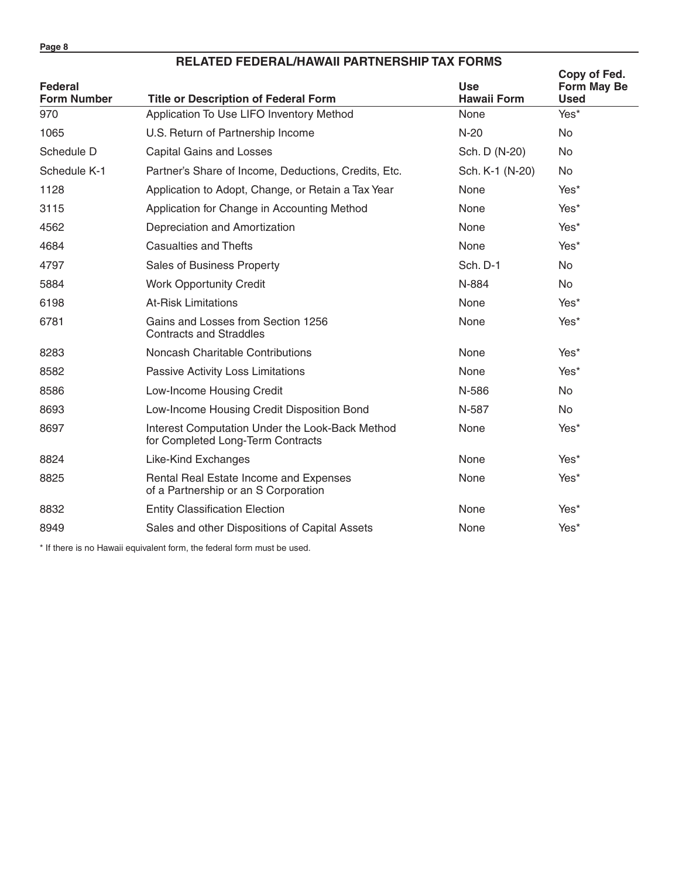## RELATED FEDERAL/HAWAII PARTNERSHIP TAX FORMS

| Federal Form Number | Title or Description of Federal Form | Use Hawaii Form | Copy of Fed. Form May Be Used |
|---|---|---|---|
| 970 | Application To Use LIFO Inventory Method | None | Yes* |
| 1065 | U.S. Return of Partnership Income | N-20 | No |
| Schedule D | Capital Gains and Losses | Sch. D (N-20) | No |
| Schedule K-1 | Partner's Share of Income, Deductions, Credits, Etc. | Sch. K-1 (N-20) | No |
| 1128 | Application to Adopt, Change, or Retain a Tax Year | None | Yes* |
| 3115 | Application for Change in Accounting Method | None | Yes* |
| 4562 | Depreciation and Amortization | None | Yes* |
| 4684 | Casualties and Thefts | None | Yes* |
| 4797 | Sales of Business Property | Sch. D-1 | No |
| 5884 | Work Opportunity Credit | N-884 | No |
| 6198 | At-Risk Limitations | None | Yes* |
| 6781 | Gains and Losses from Section 1256 Contracts and Straddles | None | Yes* |
| 8283 | Noncash Charitable Contributions | None | Yes* |
| 8582 | Passive Activity Loss Limitations | None | Yes* |
| 8586 | Low-Income Housing Credit | N-586 | No |
| 8693 | Low-Income Housing Credit Disposition Bond | N-587 | No |
| 8697 | Interest Computation Under the Look-Back Method for Completed Long-Term Contracts | None | Yes* |
| 8824 | Like-Kind Exchanges | None | Yes* |
| 8825 | Rental Real Estate Income and Expenses of a Partnership or an S Corporation | None | Yes* |
| 8832 | Entity Classification Election | None | Yes* |
| 8949 | Sales and other Dispositions of Capital Assets | None | Yes* |

* If there is no Hawaii equivalent form, the federal form must be used.